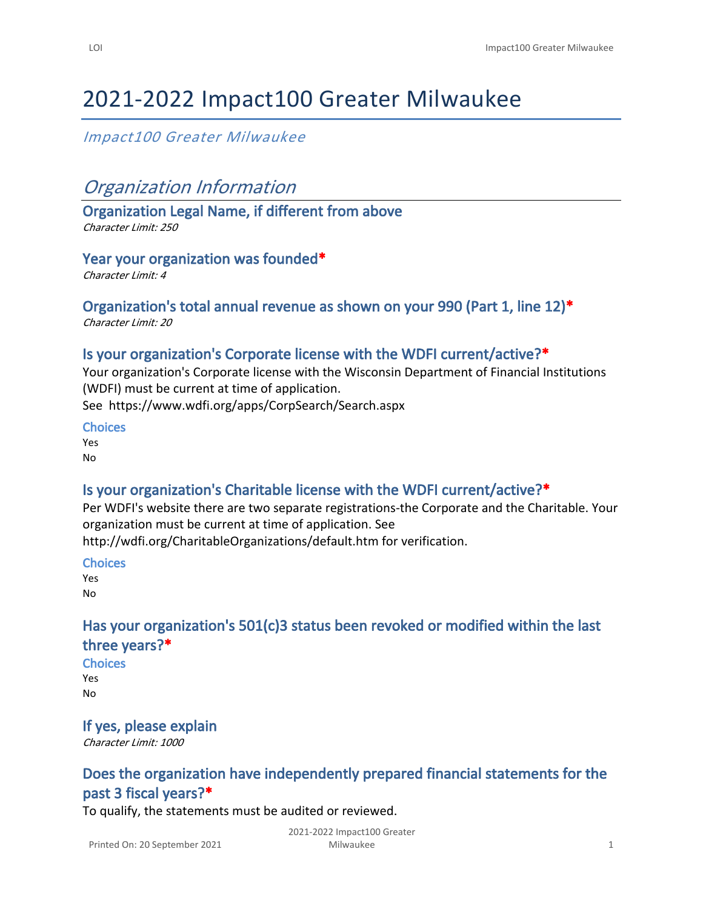# 2021-2022 Impact100 Greater Milwaukee

*Impact100 Greater Milwaukee*

## *Organization Information*

### Organization Legal Name, if different from above

*Character Limit: 250*

### Year your organization was founded*

*Character Limit: 4*

### Organization's total annual revenue as shown on your 990 (Part 1, line 12)*

*Character Limit: 20*

### Is your organization's Corporate license with the WDFI current/active?*

Your organization's Corporate license with the Wisconsin Department of Financial Institutions (WDFI) must be current at time of application.
See https://www.wdfi.org/apps/CorpSearch/Search.aspx

**Choices**

Yes
No

### Is your organization's Charitable license with the WDFI current/active?*

Per WDFI's website there are two separate registrations-the Corporate and the Charitable. Your organization must be current at time of application. See http://wdfi.org/CharitableOrganizations/default.htm for verification.

**Choices**

Yes
No

### Has your organization's 501(c)3 status been revoked or modified within the last three years?*

**Choices**

Yes
No

### If yes, please explain

*Character Limit: 1000*

### Does the organization have independently prepared financial statements for the past 3 fiscal years?*

To qualify, the statements must be audited or reviewed.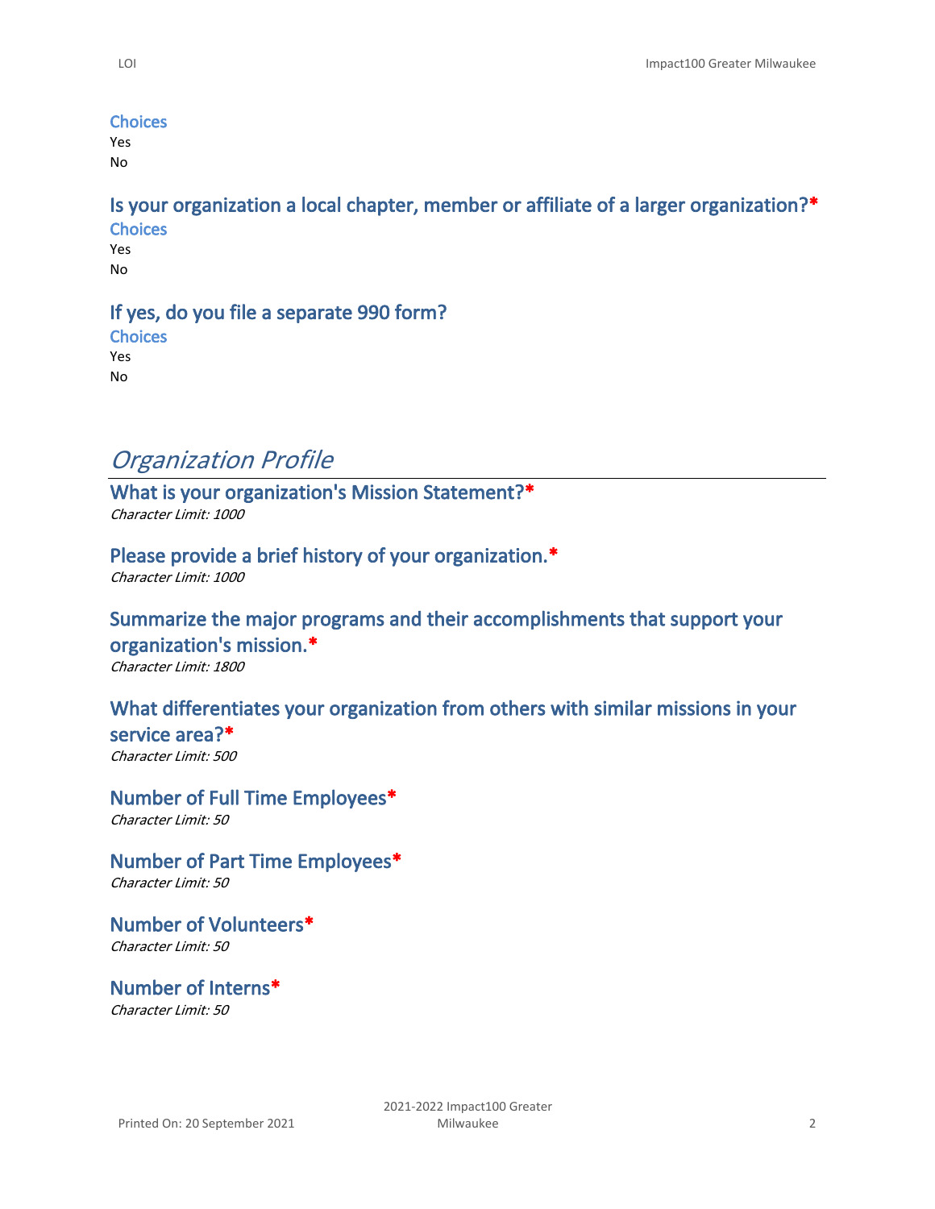### Choices

Yes
No

### Is your organization a local chapter, member or affiliate of a larger organization?*

### Choices

Yes
No

### If yes, do you file a separate 990 form?

### Choices

Yes
No

## *Organization Profile*

### What is your organization's Mission Statement?*

*Character Limit: 1000*

### Please provide a brief history of your organization.*

*Character Limit: 1000*

### Summarize the major programs and their accomplishments that support your organization's mission.*

*Character Limit: 1800*

### What differentiates your organization from others with similar missions in your service area?*

*Character Limit: 500*

### Number of Full Time Employees*

*Character Limit: 50*

### Number of Part Time Employees*

*Character Limit: 50*

### Number of Volunteers*

*Character Limit: 50*

### Number of Interns*

*Character Limit: 50*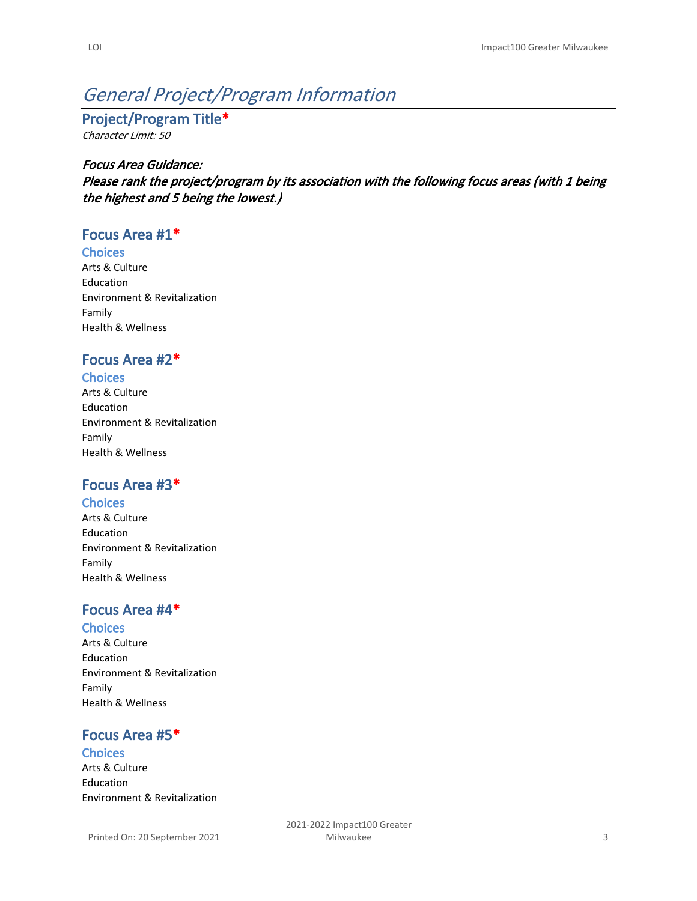# *General Project/Program Information*

## Project/Program Title*

*Character Limit: 50*

***Focus Area Guidance:***
***Please rank the project/program by its association with the following focus areas (with 1 being the highest and 5 being the lowest.)***

## Focus Area #1*

### Choices

Arts & Culture
Education
Environment & Revitalization
Family
Health & Wellness

## Focus Area #2*

### Choices

Arts & Culture
Education
Environment & Revitalization
Family
Health & Wellness

## Focus Area #3*

### Choices

Arts & Culture
Education
Environment & Revitalization
Family
Health & Wellness

## Focus Area #4*

### Choices

Arts & Culture
Education
Environment & Revitalization
Family
Health & Wellness

## Focus Area #5*

### Choices

Arts & Culture
Education
Environment & Revitalization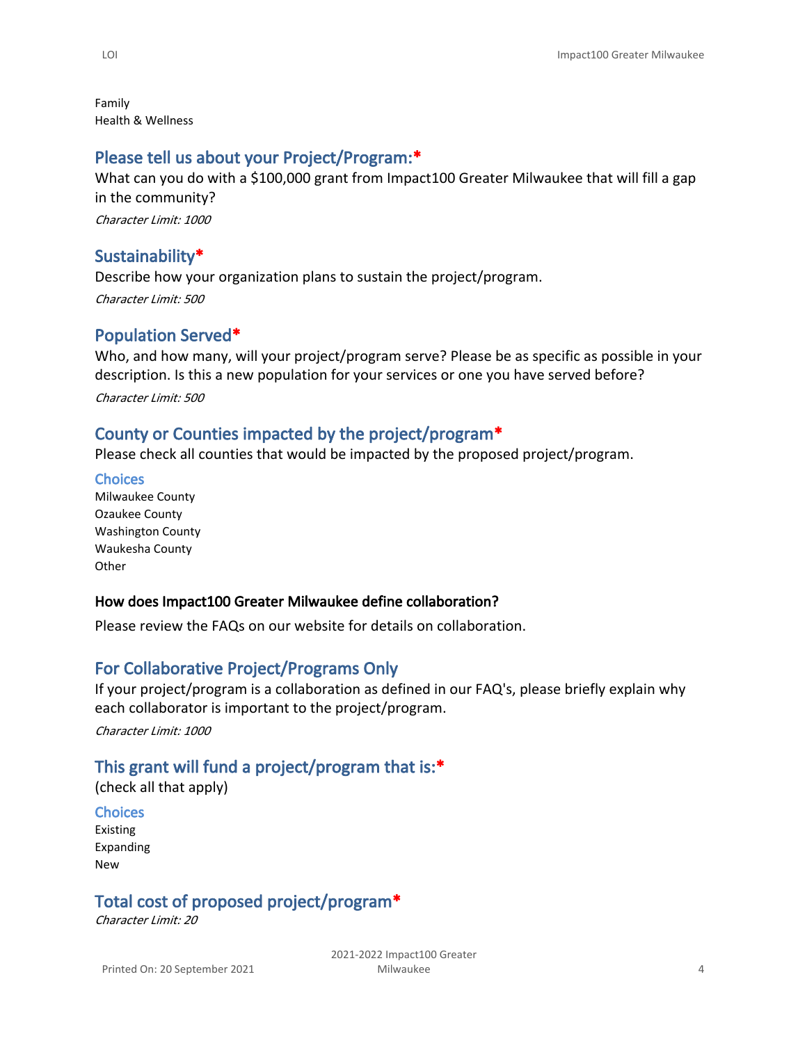Family
Health & Wellness

## Please tell us about your Project/Program:*

What can you do with a $100,000 grant from Impact100 Greater Milwaukee that will fill a gap in the community?

*Character Limit: 1000*

## Sustainability*

Describe how your organization plans to sustain the project/program.

*Character Limit: 500*

## Population Served*

Who, and how many, will your project/program serve? Please be as specific as possible in your description. Is this a new population for your services or one you have served before?

*Character Limit: 500*

## County or Counties impacted by the project/program*

Please check all counties that would be impacted by the proposed project/program.

### Choices

Milwaukee County
Ozaukee County
Washington County
Waukesha County
Other

**How does Impact100 Greater Milwaukee define collaboration?**

Please review the FAQs on our website for details on collaboration.

## For Collaborative Project/Programs Only

If your project/program is a collaboration as defined in our FAQ's, please briefly explain why each collaborator is important to the project/program.

*Character Limit: 1000*

## This grant will fund a project/program that is:*

(check all that apply)

### Choices

Existing
Expanding
New

## Total cost of proposed project/program*

*Character Limit: 20*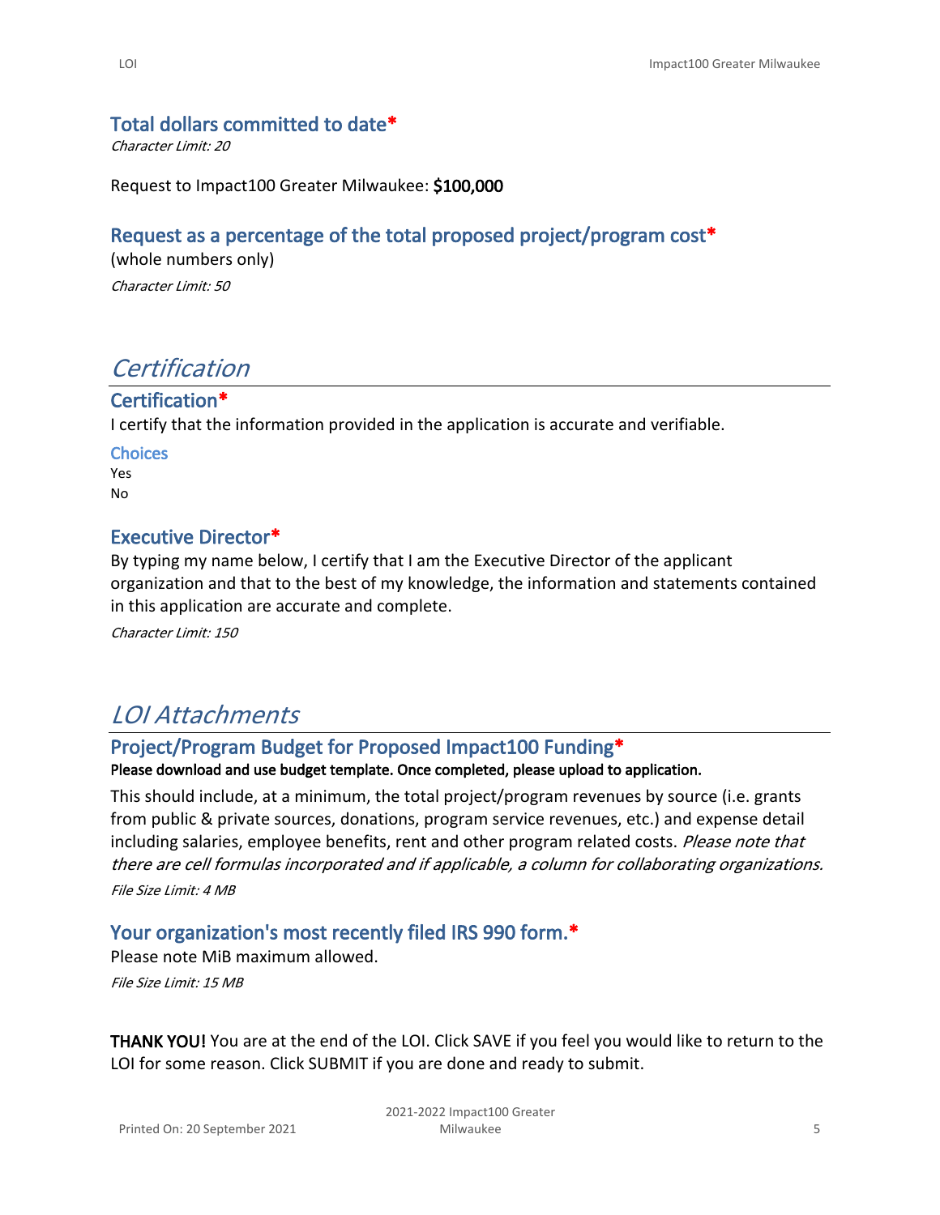### Total dollars committed to date*

*Character Limit: 20*

Request to Impact100 Greater Milwaukee: **$100,000**

### Request as a percentage of the total proposed project/program cost*

(whole numbers only)

*Character Limit: 50*

## *Certification*

### Certification*

I certify that the information provided in the application is accurate and verifiable.

**Choices**

Yes

No

### Executive Director*

By typing my name below, I certify that I am the Executive Director of the applicant organization and that to the best of my knowledge, the information and statements contained in this application are accurate and complete.

*Character Limit: 150*

## *LOI Attachments*

### Project/Program Budget for Proposed Impact100 Funding*

**Please download and use budget template. Once completed, please upload to application.**

This should include, at a minimum, the total project/program revenues by source (i.e. grants from public & private sources, donations, program service revenues, etc.) and expense detail including salaries, employee benefits, rent and other program related costs. *Please note that there are cell formulas incorporated and if applicable, a column for collaborating organizations.*

*File Size Limit: 4 MB*

### Your organization's most recently filed IRS 990 form.*

Please note MiB maximum allowed.

*File Size Limit: 15 MB*

**THANK YOU!** You are at the end of the LOI. Click SAVE if you feel you would like to return to the LOI for some reason. Click SUBMIT if you are done and ready to submit.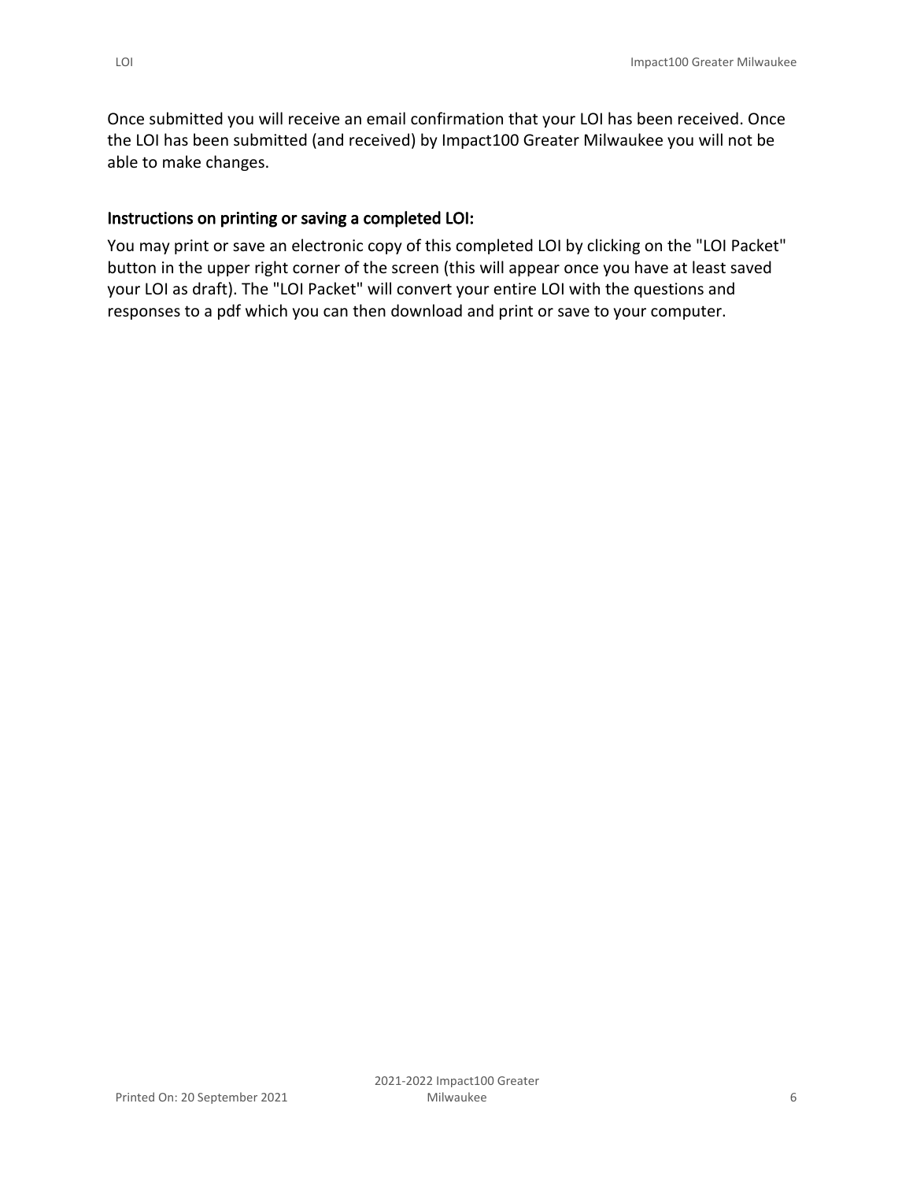Once submitted you will receive an email confirmation that your LOI has been received. Once the LOI has been submitted (and received) by Impact100 Greater Milwaukee you will not be able to make changes.

### Instructions on printing or saving a completed LOI:

You may print or save an electronic copy of this completed LOI by clicking on the "LOI Packet" button in the upper right corner of the screen (this will appear once you have at least saved your LOI as draft). The "LOI Packet" will convert your entire LOI with the questions and responses to a pdf which you can then download and print or save to your computer.